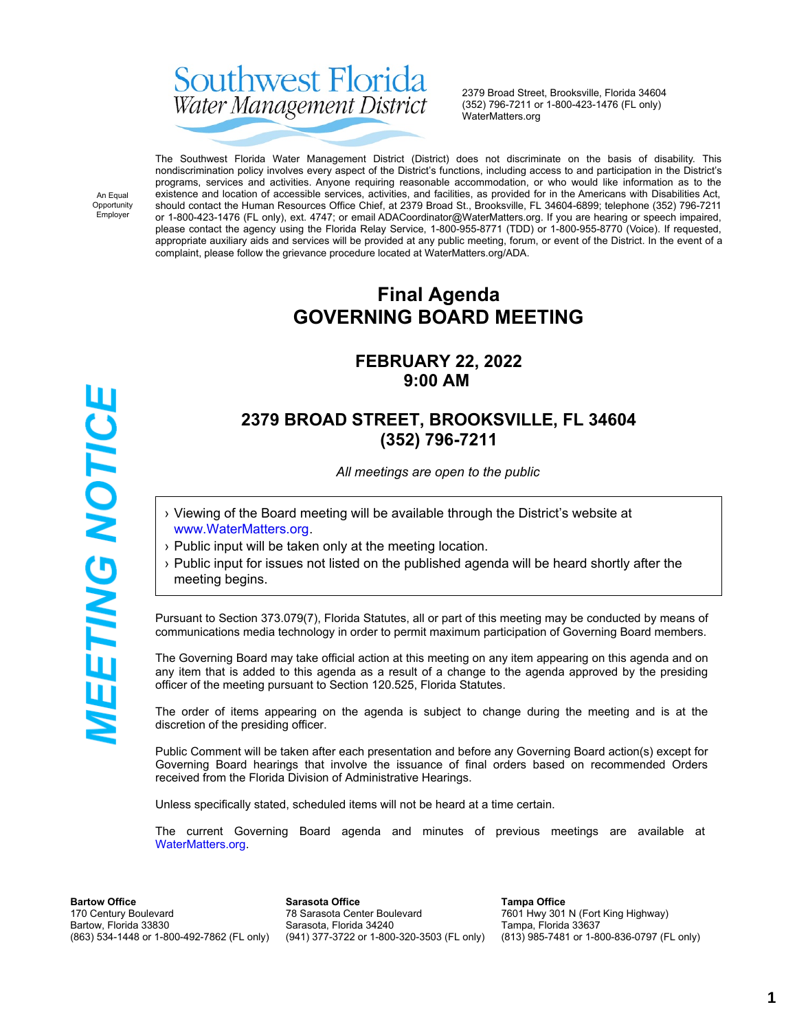Southwest Florida Water Management District

2379 Broad Street, Brooksville, Florida 34604
(352) 796-7211 or 1-800-423-1476 (FL only)
WaterMatters.org

An Equal Opportunity Employer

The Southwest Florida Water Management District (District) does not discriminate on the basis of disability. This nondiscrimination policy involves every aspect of the District's functions, including access to and participation in the District's programs, services and activities. Anyone requiring reasonable accommodation, or who would like information as to the existence and location of accessible services, activities, and facilities, as provided for in the Americans with Disabilities Act, should contact the Human Resources Office Chief, at 2379 Broad St., Brooksville, FL 34604-6899; telephone (352) 796-7211 or 1-800-423-1476 (FL only), ext. 4747; or email ADACoordinator@WaterMatters.org. If you are hearing or speech impaired, please contact the agency using the Florida Relay Service, 1-800-955-8771 (TDD) or 1-800-955-8770 (Voice). If requested, appropriate auxiliary aids and services will be provided at any public meeting, forum, or event of the District. In the event of a complaint, please follow the grievance procedure located at WaterMatters.org/ADA.

**MEETING NOTICE**

# Final Agenda
# GOVERNING BOARD MEETING

## FEBRUARY 22, 2022
## 9:00 AM

## 2379 BROAD STREET, BROOKSVILLE, FL 34604
## (352) 796-7211

*All meetings are open to the public*

- Viewing of the Board meeting will be available through the District's website at www.WaterMatters.org.
- Public input will be taken only at the meeting location.
- Public input for issues not listed on the published agenda will be heard shortly after the meeting begins.

Pursuant to Section 373.079(7), Florida Statutes, all or part of this meeting may be conducted by means of communications media technology in order to permit maximum participation of Governing Board members.

The Governing Board may take official action at this meeting on any item appearing on this agenda and on any item that is added to this agenda as a result of a change to the agenda approved by the presiding officer of the meeting pursuant to Section 120.525, Florida Statutes.

The order of items appearing on the agenda is subject to change during the meeting and is at the discretion of the presiding officer.

Public Comment will be taken after each presentation and before any Governing Board action(s) except for Governing Board hearings that involve the issuance of final orders based on recommended Orders received from the Florida Division of Administrative Hearings.

Unless specifically stated, scheduled items will not be heard at a time certain.

The current Governing Board agenda and minutes of previous meetings are available at WaterMatters.org.

**Bartow Office**
170 Century Boulevard
Bartow, Florida 33830
(863) 534-1448 or 1-800-492-7862 (FL only)

**Sarasota Office**
78 Sarasota Center Boulevard
Sarasota, Florida 34240
(941) 377-3722 or 1-800-320-3503 (FL only)

**Tampa Office**
7601 Hwy 301 N (Fort King Highway)
Tampa, Florida 33637
(813) 985-7481 or 1-800-836-0797 (FL only)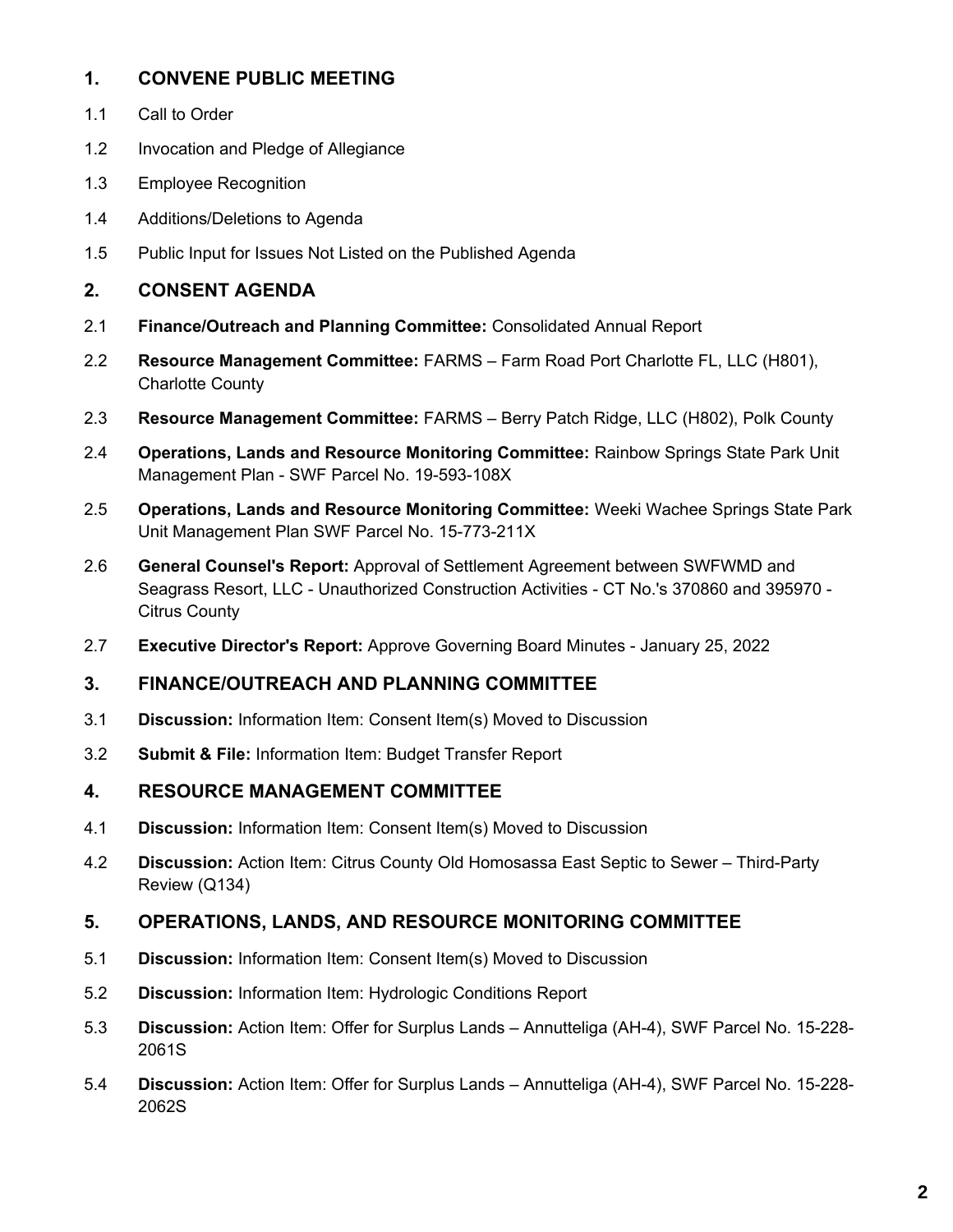## 1. CONVENE PUBLIC MEETING

1.1 Call to Order

1.2 Invocation and Pledge of Allegiance

1.3 Employee Recognition

1.4 Additions/Deletions to Agenda

1.5 Public Input for Issues Not Listed on the Published Agenda

## 2. CONSENT AGENDA

2.1 **Finance/Outreach and Planning Committee:** Consolidated Annual Report

2.2 **Resource Management Committee:** FARMS – Farm Road Port Charlotte FL, LLC (H801), Charlotte County

2.3 **Resource Management Committee:** FARMS – Berry Patch Ridge, LLC (H802), Polk County

2.4 **Operations, Lands and Resource Monitoring Committee:** Rainbow Springs State Park Unit Management Plan - SWF Parcel No. 19-593-108X

2.5 **Operations, Lands and Resource Monitoring Committee:** Weeki Wachee Springs State Park Unit Management Plan SWF Parcel No. 15-773-211X

2.6 **General Counsel's Report:** Approval of Settlement Agreement between SWFWMD and Seagrass Resort, LLC - Unauthorized Construction Activities - CT No.'s 370860 and 395970 - Citrus County

2.7 **Executive Director's Report:** Approve Governing Board Minutes - January 25, 2022

## 3. FINANCE/OUTREACH AND PLANNING COMMITTEE

3.1 **Discussion:** Information Item: Consent Item(s) Moved to Discussion

3.2 **Submit & File:** Information Item: Budget Transfer Report

## 4. RESOURCE MANAGEMENT COMMITTEE

4.1 **Discussion:** Information Item: Consent Item(s) Moved to Discussion

4.2 **Discussion:** Action Item: Citrus County Old Homosassa East Septic to Sewer – Third-Party Review (Q134)

## 5. OPERATIONS, LANDS, AND RESOURCE MONITORING COMMITTEE

5.1 **Discussion:** Information Item: Consent Item(s) Moved to Discussion

5.2 **Discussion:** Information Item: Hydrologic Conditions Report

5.3 **Discussion:** Action Item: Offer for Surplus Lands – Annutteliga (AH-4), SWF Parcel No. 15-228-2061S

5.4 **Discussion:** Action Item: Offer for Surplus Lands – Annutteliga (AH-4), SWF Parcel No. 15-228-2062S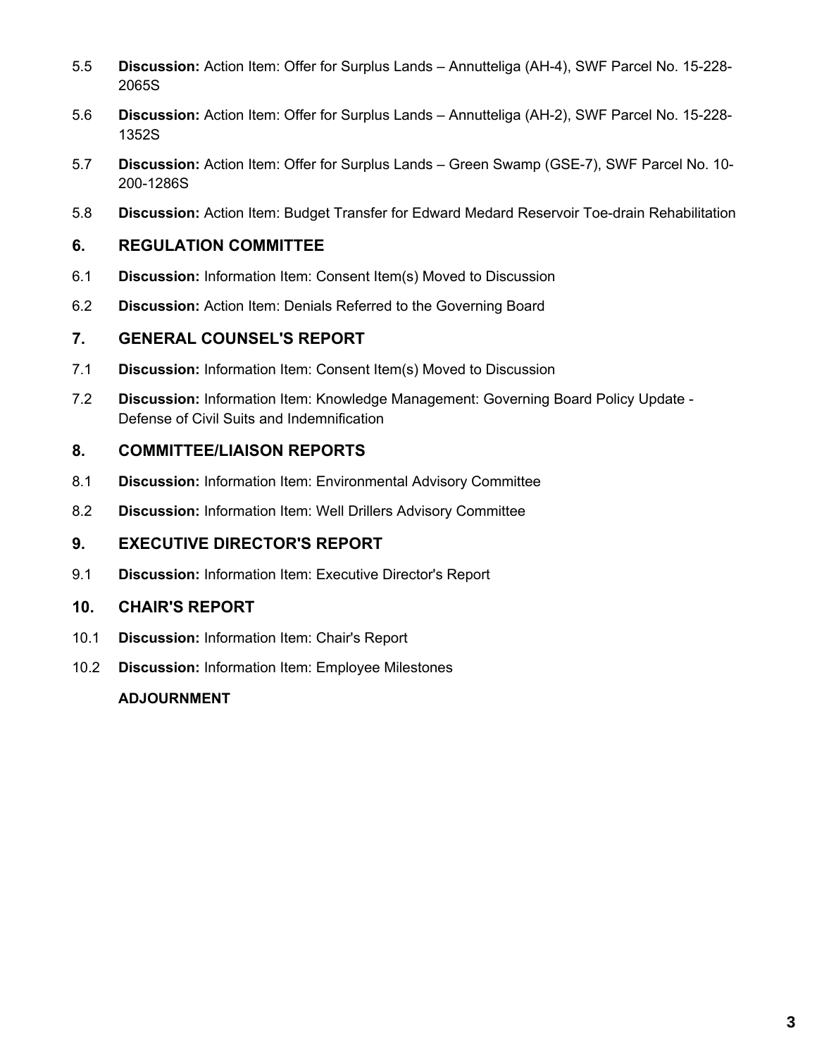5.5 **Discussion:** Action Item: Offer for Surplus Lands – Annutteliga (AH-4), SWF Parcel No. 15-228-2065S

5.6 **Discussion:** Action Item: Offer for Surplus Lands – Annutteliga (AH-2), SWF Parcel No. 15-228-1352S

5.7 **Discussion:** Action Item: Offer for Surplus Lands – Green Swamp (GSE-7), SWF Parcel No. 10-200-1286S

5.8 **Discussion:** Action Item: Budget Transfer for Edward Medard Reservoir Toe-drain Rehabilitation

## 6. REGULATION COMMITTEE

6.1 **Discussion:** Information Item: Consent Item(s) Moved to Discussion

6.2 **Discussion:** Action Item: Denials Referred to the Governing Board

## 7. GENERAL COUNSEL'S REPORT

7.1 **Discussion:** Information Item: Consent Item(s) Moved to Discussion

7.2 **Discussion:** Information Item: Knowledge Management: Governing Board Policy Update - Defense of Civil Suits and Indemnification

## 8. COMMITTEE/LIAISON REPORTS

8.1 **Discussion:** Information Item: Environmental Advisory Committee

8.2 **Discussion:** Information Item: Well Drillers Advisory Committee

## 9. EXECUTIVE DIRECTOR'S REPORT

9.1 **Discussion:** Information Item: Executive Director's Report

## 10. CHAIR'S REPORT

10.1 **Discussion:** Information Item: Chair's Report

10.2 **Discussion:** Information Item: Employee Milestones

**ADJOURNMENT**